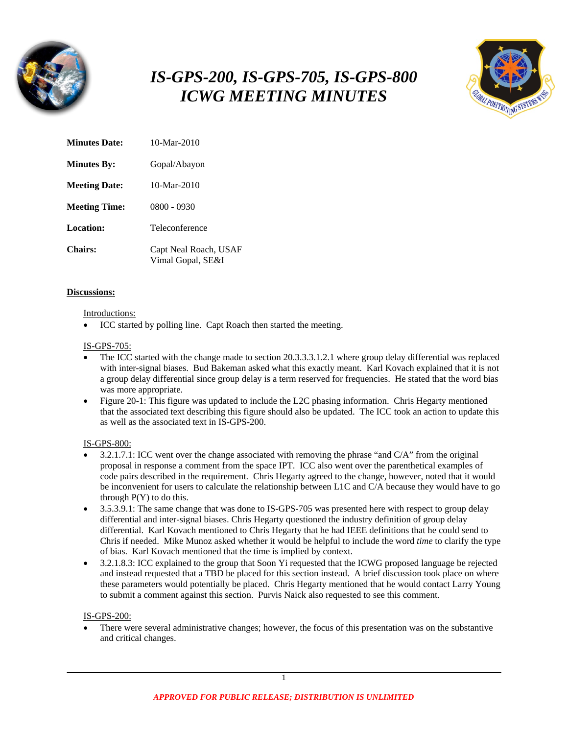# IS-GPS-200, IS-GPS-705, IS-GPS-800
# ICWG MEETING MINUTES

| | |
|---|---|
| **Minutes Date:** | 10-Mar-2010 |
| **Minutes By:** | Gopal/Abayon |
| **Meeting Date:** | 10-Mar-2010 |
| **Meeting Time:** | 0800 - 0930 |
| **Location:** | Teleconference |
| **Chairs:** | Capt Neal Roach, USAF<br>Vimal Gopal, SE&I |

**Discussions:**

Introductions:

- ICC started by polling line. Capt Roach then started the meeting.

IS-GPS-705:

- The ICC started with the change made to section 20.3.3.3.1.2.1 where group delay differential was replaced with inter-signal biases. Bud Bakeman asked what this exactly meant. Karl Kovach explained that it is not a group delay differential since group delay is a term reserved for frequencies. He stated that the word bias was more appropriate.
- Figure 20-1: This figure was updated to include the L2C phasing information. Chris Hegarty mentioned that the associated text describing this figure should also be updated. The ICC took an action to update this as well as the associated text in IS-GPS-200.

IS-GPS-800:

- 3.2.1.7.1: ICC went over the change associated with removing the phrase "and C/A" from the original proposal in response a comment from the space IPT. ICC also went over the parenthetical examples of code pairs described in the requirement. Chris Hegarty agreed to the change, however, noted that it would be inconvenient for users to calculate the relationship between L1C and C/A because they would have to go through P(Y) to do this.
- 3.5.3.9.1: The same change that was done to IS-GPS-705 was presented here with respect to group delay differential and inter-signal biases. Chris Hegarty questioned the industry definition of group delay differential. Karl Kovach mentioned to Chris Hegarty that he had IEEE definitions that he could send to Chris if needed. Mike Munoz asked whether it would be helpful to include the word *time* to clarify the type of bias. Karl Kovach mentioned that the time is implied by context.
- 3.2.1.8.3: ICC explained to the group that Soon Yi requested that the ICWG proposed language be rejected and instead requested that a TBD be placed for this section instead. A brief discussion took place on where these parameters would potentially be placed. Chris Hegarty mentioned that he would contact Larry Young to submit a comment against this section. Purvis Naick also requested to see this comment.

IS-GPS-200:

- There were several administrative changes; however, the focus of this presentation was on the substantive and critical changes.

*APPROVED FOR PUBLIC RELEASE; DISTRIBUTION IS UNLIMITED*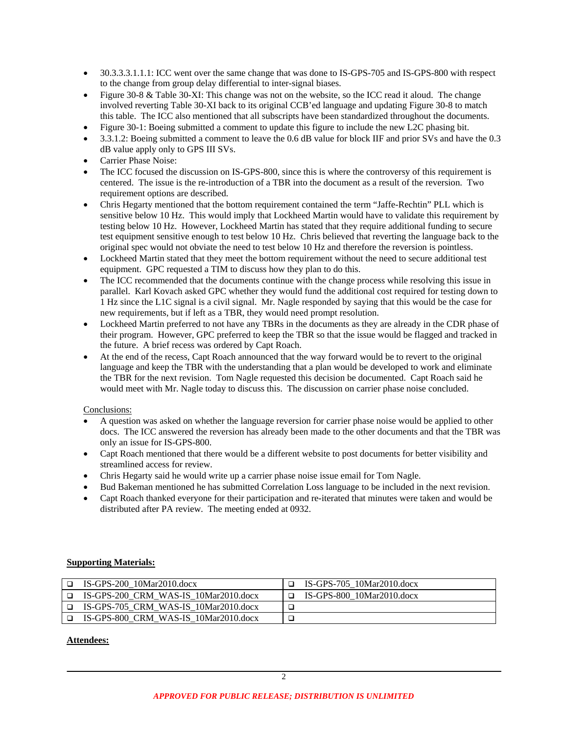- 30.3.3.3.1.1.1: ICC went over the same change that was done to IS-GPS-705 and IS-GPS-800 with respect to the change from group delay differential to inter-signal biases.
- Figure 30-8 & Table 30-XI: This change was not on the website, so the ICC read it aloud. The change involved reverting Table 30-XI back to its original CCB'ed language and updating Figure 30-8 to match this table. The ICC also mentioned that all subscripts have been standardized throughout the documents.
- Figure 30-1: Boeing submitted a comment to update this figure to include the new L2C phasing bit.
- 3.3.1.2: Boeing submitted a comment to leave the 0.6 dB value for block IIF and prior SVs and have the 0.3 dB value apply only to GPS III SVs.
- Carrier Phase Noise:
- The ICC focused the discussion on IS-GPS-800, since this is where the controversy of this requirement is centered. The issue is the re-introduction of a TBR into the document as a result of the reversion. Two requirement options are described.
- Chris Hegarty mentioned that the bottom requirement contained the term "Jaffe-Rechtin" PLL which is sensitive below 10 Hz. This would imply that Lockheed Martin would have to validate this requirement by testing below 10 Hz. However, Lockheed Martin has stated that they require additional funding to secure test equipment sensitive enough to test below 10 Hz. Chris believed that reverting the language back to the original spec would not obviate the need to test below 10 Hz and therefore the reversion is pointless.
- Lockheed Martin stated that they meet the bottom requirement without the need to secure additional test equipment. GPC requested a TIM to discuss how they plan to do this.
- The ICC recommended that the documents continue with the change process while resolving this issue in parallel. Karl Kovach asked GPC whether they would fund the additional cost required for testing down to 1 Hz since the L1C signal is a civil signal. Mr. Nagle responded by saying that this would be the case for new requirements, but if left as a TBR, they would need prompt resolution.
- Lockheed Martin preferred to not have any TBRs in the documents as they are already in the CDR phase of their program. However, GPC preferred to keep the TBR so that the issue would be flagged and tracked in the future. A brief recess was ordered by Capt Roach.
- At the end of the recess, Capt Roach announced that the way forward would be to revert to the original language and keep the TBR with the understanding that a plan would be developed to work and eliminate the TBR for the next revision. Tom Nagle requested this decision be documented. Capt Roach said he would meet with Mr. Nagle today to discuss this. The discussion on carrier phase noise concluded.

Conclusions:

- A question was asked on whether the language reversion for carrier phase noise would be applied to other docs. The ICC answered the reversion has already been made to the other documents and that the TBR was only an issue for IS-GPS-800.
- Capt Roach mentioned that there would be a different website to post documents for better visibility and streamlined access for review.
- Chris Hegarty said he would write up a carrier phase noise issue email for Tom Nagle.
- Bud Bakeman mentioned he has submitted Correlation Loss language to be included in the next revision.
- Capt Roach thanked everyone for their participation and re-iterated that minutes were taken and would be distributed after PA review. The meeting ended at 0932.

**Supporting Materials:**

| | |
|---|---|
| ❑ IS-GPS-200_10Mar2010.docx | ❑ IS-GPS-705_10Mar2010.docx |
| ❑ IS-GPS-200_CRM_WAS-IS_10Mar2010.docx | ❑ IS-GPS-800_10Mar2010.docx |
| ❑ IS-GPS-705_CRM_WAS-IS_10Mar2010.docx | ❑ |
| ❑ IS-GPS-800_CRM_WAS-IS_10Mar2010.docx | ❑ |

**Attendees:**

*APPROVED FOR PUBLIC RELEASE; DISTRIBUTION IS UNLIMITED*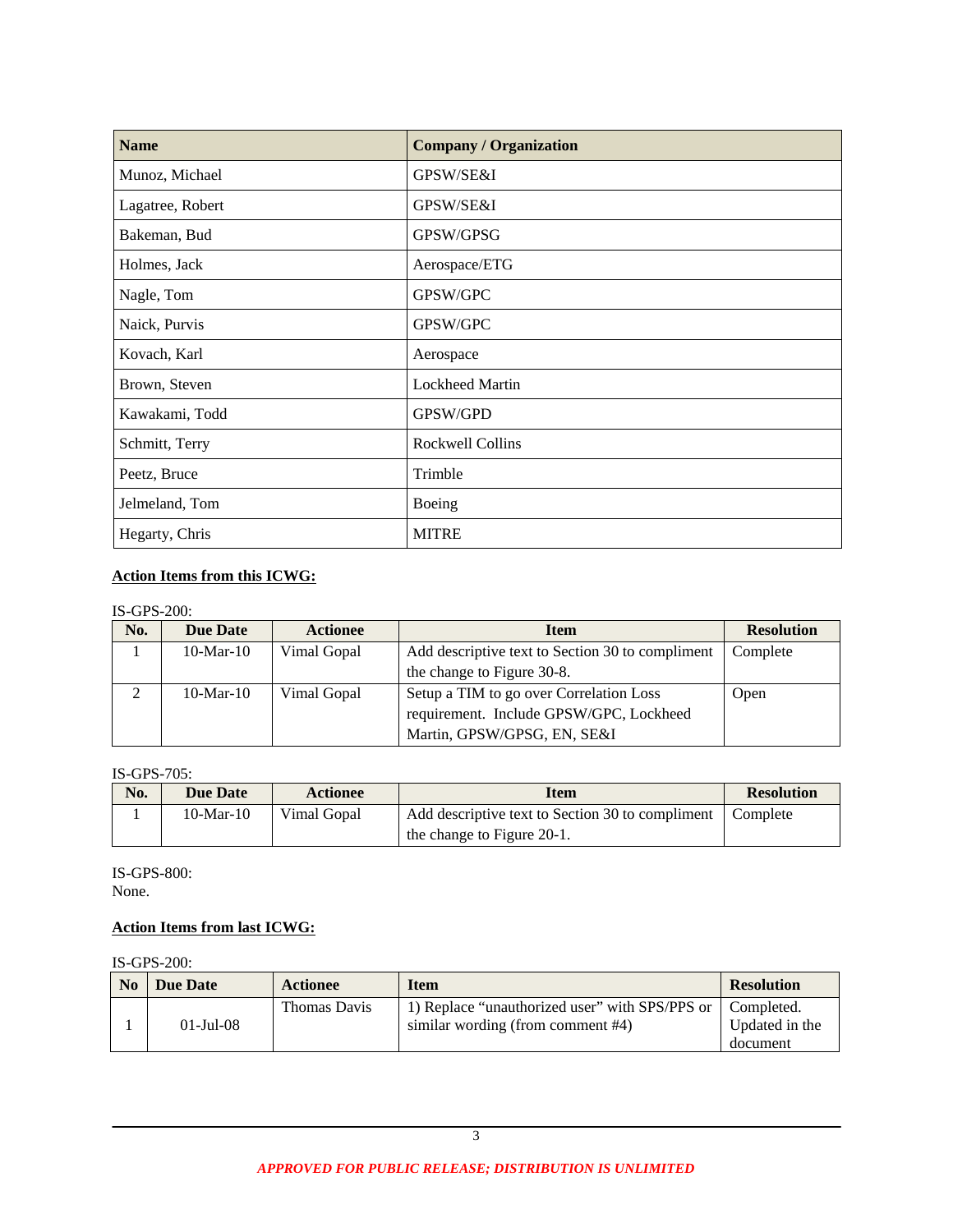| Name | Company / Organization |
|---|---|
| Munoz, Michael | GPSW/SE&I |
| Lagatree, Robert | GPSW/SE&I |
| Bakeman, Bud | GPSW/GPSG |
| Holmes, Jack | Aerospace/ETG |
| Nagle, Tom | GPSW/GPC |
| Naick, Purvis | GPSW/GPC |
| Kovach, Karl | Aerospace |
| Brown, Steven | Lockheed Martin |
| Kawakami, Todd | GPSW/GPD |
| Schmitt, Terry | Rockwell Collins |
| Peetz, Bruce | Trimble |
| Jelmeland, Tom | Boeing |
| Hegarty, Chris | MITRE |

**<u>Action Items from this ICWG:</u>**

IS-GPS-200:

| No. | Due Date | Actionee | Item | Resolution |
|---|---|---|---|---|
| 1 | 10-Mar-10 | Vimal Gopal | Add descriptive text to Section 30 to compliment the change to Figure 30-8. | Complete |
| 2 | 10-Mar-10 | Vimal Gopal | Setup a TIM to go over Correlation Loss requirement. Include GPSW/GPC, Lockheed Martin, GPSW/GPSG, EN, SE&I | Open |

IS-GPS-705:

| No. | Due Date | Actionee | Item | Resolution |
|---|---|---|---|---|
| 1 | 10-Mar-10 | Vimal Gopal | Add descriptive text to Section 30 to compliment the change to Figure 20-1. | Complete |

IS-GPS-800:
None.

**<u>Action Items from last ICWG:</u>**

IS-GPS-200:

| No | Due Date | Actionee | Item | Resolution |
|---|---|---|---|---|
| 1 | 01-Jul-08 | Thomas Davis | 1) Replace "unauthorized user" with SPS/PPS or similar wording (from comment #4) | Completed. Updated in the document |

*APPROVED FOR PUBLIC RELEASE; DISTRIBUTION IS UNLIMITED*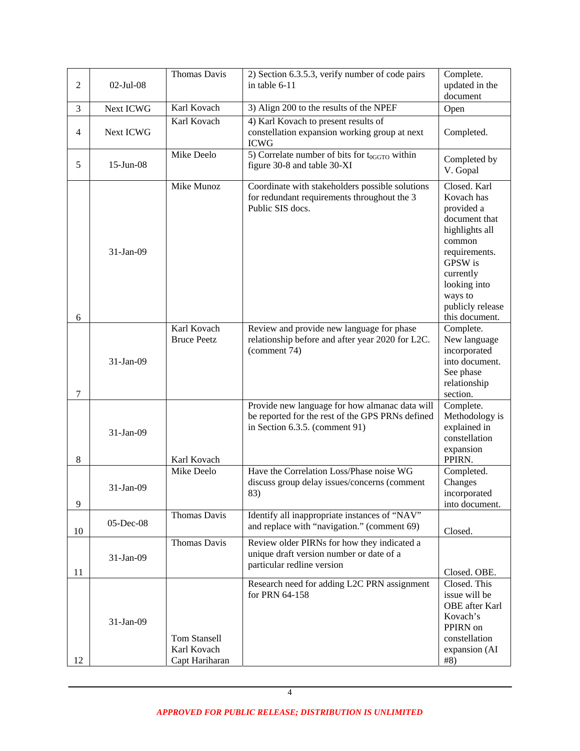| | | | | |
|---|---|---|---|---|
| 2 | 02-Jul-08 | Thomas Davis | 2) Section 6.3.5.3, verify number of code pairs in table 6-11 | Complete. updated in the document |
| 3 | Next ICWG | Karl Kovach | 3) Align 200 to the results of the NPEF | Open |
| 4 | Next ICWG | Karl Kovach | 4) Karl Kovach to present results of constellation expansion working group at next ICWG | Completed. |
| 5 | 15-Jun-08 | Mike Deelo | 5) Correlate number of bits for $t_{0GGTO}$ within figure 30-8 and table 30-XI | Completed by V. Gopal |
| 6 | 31-Jan-09 | Mike Munoz | Coordinate with stakeholders possible solutions for redundant requirements throughout the 3 Public SIS docs. | Closed. Karl Kovach has provided a document that highlights all common requirements. GPSW is currently looking into ways to publicly release this document. |
| 7 | 31-Jan-09 | Karl Kovach Bruce Peetz | Review and provide new language for phase relationship before and after year 2020 for L2C. (comment 74) | Complete. New language incorporated into document. See phase relationship section. |
| 8 | 31-Jan-09 | Karl Kovach | Provide new language for how almanac data will be reported for the rest of the GPS PRNs defined in Section 6.3.5. (comment 91) | Complete. Methodology is explained in constellation expansion PPIRN. |
| 9 | 31-Jan-09 | Mike Deelo | Have the Correlation Loss/Phase noise WG discuss group delay issues/concerns (comment 83) | Completed. Changes incorporated into document. |
| 10 | 05-Dec-08 | Thomas Davis | Identify all inappropriate instances of "NAV" and replace with "navigation." (comment 69) | Closed. |
| 11 | 31-Jan-09 | Thomas Davis | Review older PIRNs for how they indicated a unique draft version number or date of a particular redline version | Closed. OBE. |
| 12 | 31-Jan-09 | Tom Stansell Karl Kovach Capt Hariharan | Research need for adding L2C PRN assignment for PRN 64-158 | Closed. This issue will be OBE after Karl Kovach's PPIRN on constellation expansion (AI #8) |

*APPROVED FOR PUBLIC RELEASE; DISTRIBUTION IS UNLIMITED*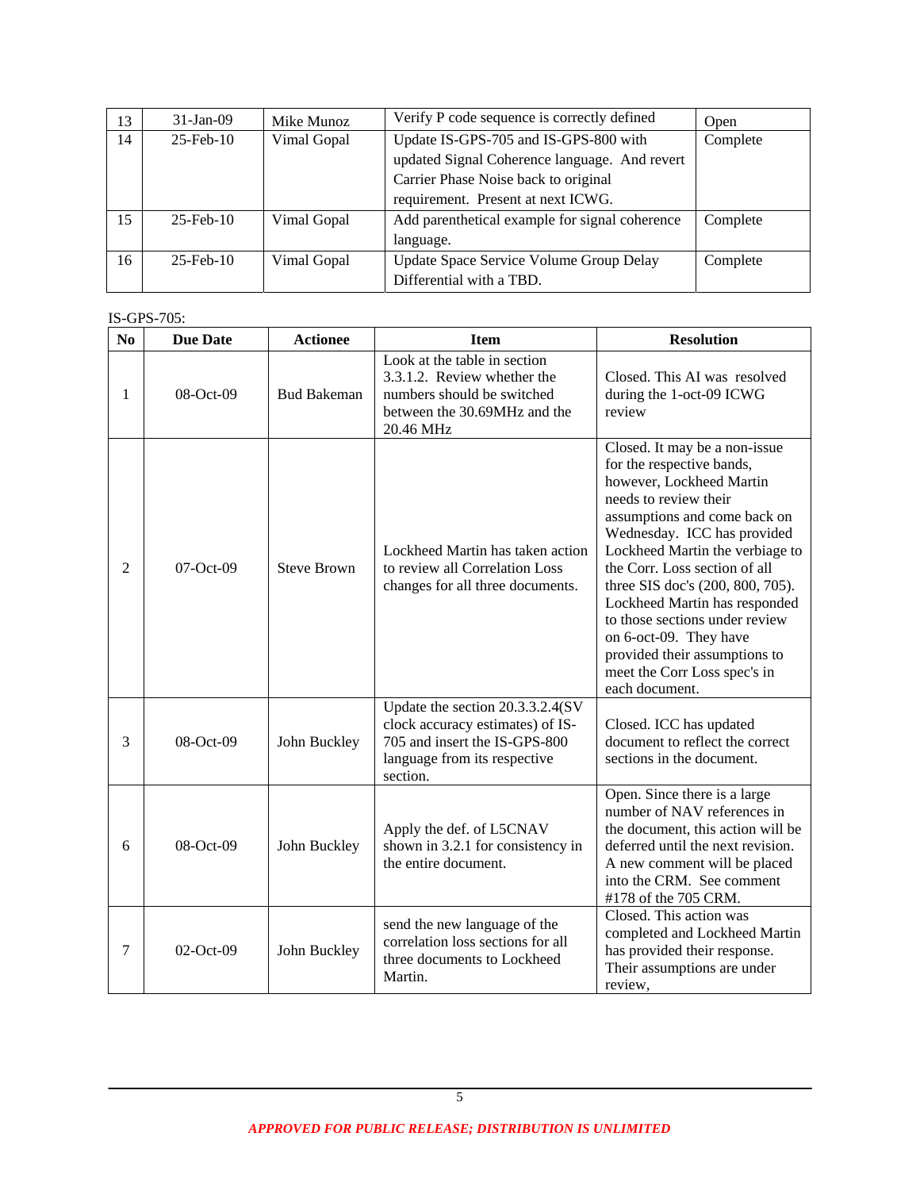| | | | | |
|---|---|---|---|---|
| 13 | 31-Jan-09 | Mike Munoz | Verify P code sequence is correctly defined | Open |
| 14 | 25-Feb-10 | Vimal Gopal | Update IS-GPS-705 and IS-GPS-800 with updated Signal Coherence language. And revert Carrier Phase Noise back to original requirement. Present at next ICWG. | Complete |
| 15 | 25-Feb-10 | Vimal Gopal | Add parenthetical example for signal coherence language. | Complete |
| 16 | 25-Feb-10 | Vimal Gopal | Update Space Service Volume Group Delay Differential with a TBD. | Complete |

IS-GPS-705:

| No | Due Date | Actionee | Item | Resolution |
|---|---|---|---|---|
| 1 | 08-Oct-09 | Bud Bakeman | Look at the table in section 3.3.1.2. Review whether the numbers should be switched between the 30.69MHz and the 20.46 MHz | Closed. This AI was resolved during the 1-oct-09 ICWG review |
| 2 | 07-Oct-09 | Steve Brown | Lockheed Martin has taken action to review all Correlation Loss changes for all three documents. | Closed. It may be a non-issue for the respective bands, however, Lockheed Martin needs to review their assumptions and come back on Wednesday. ICC has provided Lockheed Martin the verbiage to the Corr. Loss section of all three SIS doc's (200, 800, 705). Lockheed Martin has responded to those sections under review on 6-oct-09. They have provided their assumptions to meet the Corr Loss spec's in each document. |
| 3 | 08-Oct-09 | John Buckley | Update the section 20.3.3.2.4(SV clock accuracy estimates) of IS-705 and insert the IS-GPS-800 language from its respective section. | Closed. ICC has updated document to reflect the correct sections in the document. |
| 6 | 08-Oct-09 | John Buckley | Apply the def. of L5CNAV shown in 3.2.1 for consistency in the entire document. | Open. Since there is a large number of NAV references in the document, this action will be deferred until the next revision. A new comment will be placed into the CRM. See comment #178 of the 705 CRM. |
| 7 | 02-Oct-09 | John Buckley | send the new language of the correlation loss sections for all three documents to Lockheed Martin. | Closed. This action was completed and Lockheed Martin has provided their response. Their assumptions are under review, |

*APPROVED FOR PUBLIC RELEASE; DISTRIBUTION IS UNLIMITED*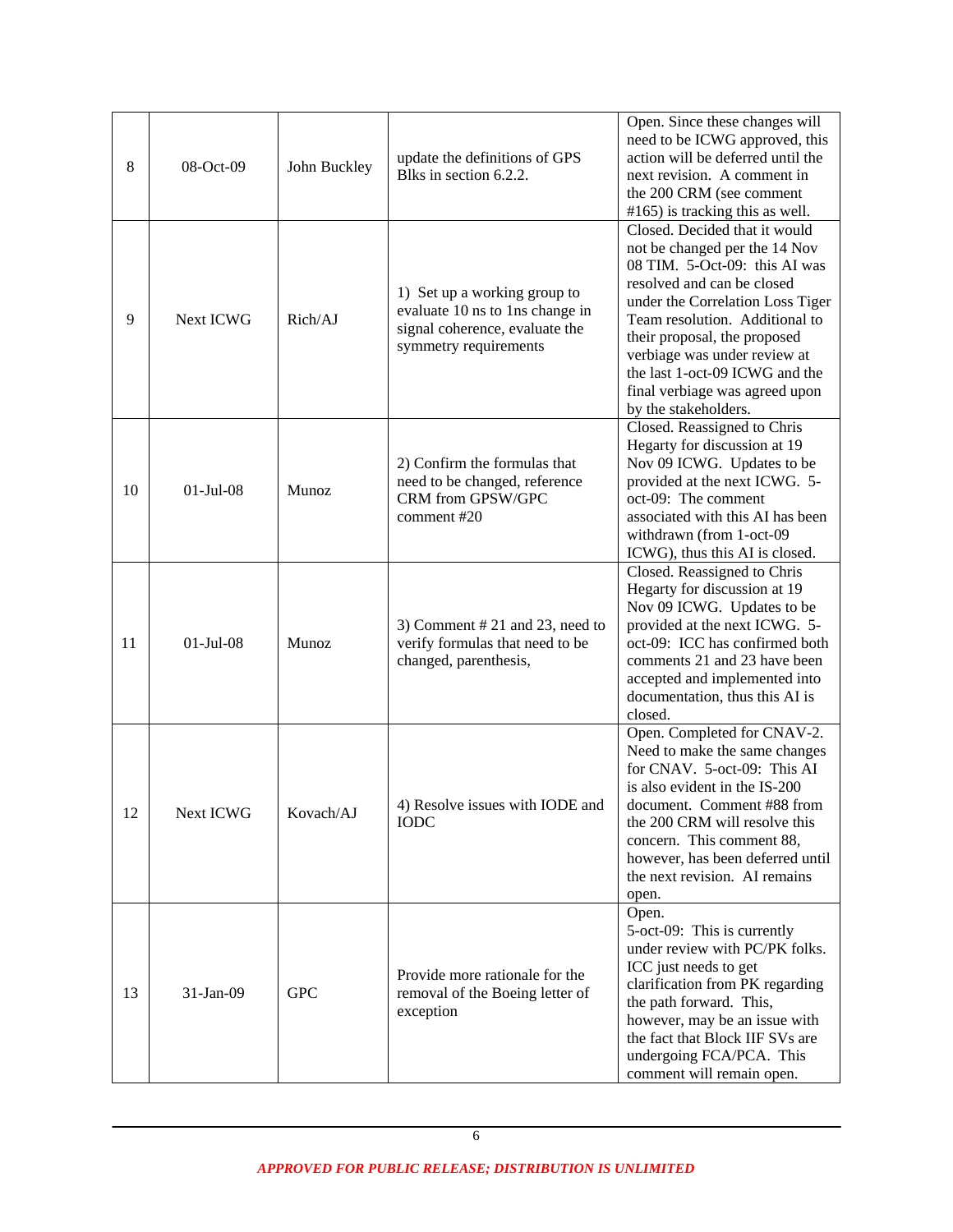| | | | | |
|---|---|---|---|---|
| 8 | 08-Oct-09 | John Buckley | update the definitions of GPS Blks in section 6.2.2. | Open. Since these changes will need to be ICWG approved, this action will be deferred until the next revision. A comment in the 200 CRM (see comment #165) is tracking this as well. |
| 9 | Next ICWG | Rich/AJ | 1) Set up a working group to evaluate 10 ns to 1ns change in signal coherence, evaluate the symmetry requirements | Closed. Decided that it would not be changed per the 14 Nov 08 TIM. 5-Oct-09: this AI was resolved and can be closed under the Correlation Loss Tiger Team resolution. Additional to their proposal, the proposed verbiage was under review at the last 1-oct-09 ICWG and the final verbiage was agreed upon by the stakeholders. |
| 10 | 01-Jul-08 | Munoz | 2) Confirm the formulas that need to be changed, reference CRM from GPSW/GPC comment #20 | Closed. Reassigned to Chris Hegarty for discussion at 19 Nov 09 ICWG. Updates to be provided at the next ICWG. 5-oct-09: The comment associated with this AI has been withdrawn (from 1-oct-09 ICWG), thus this AI is closed. |
| 11 | 01-Jul-08 | Munoz | 3) Comment # 21 and 23, need to verify formulas that need to be changed, parenthesis, | Closed. Reassigned to Chris Hegarty for discussion at 19 Nov 09 ICWG. Updates to be provided at the next ICWG. 5-oct-09: ICC has confirmed both comments 21 and 23 have been accepted and implemented into documentation, thus this AI is closed. |
| 12 | Next ICWG | Kovach/AJ | 4) Resolve issues with IODE and IODC | Open. Completed for CNAV-2. Need to make the same changes for CNAV. 5-oct-09: This AI is also evident in the IS-200 document. Comment #88 from the 200 CRM will resolve this concern. This comment 88, however, has been deferred until the next revision. AI remains open. |
| 13 | 31-Jan-09 | GPC | Provide more rationale for the removal of the Boeing letter of exception | Open.<br>5-oct-09: This is currently under review with PC/PK folks. ICC just needs to get clarification from PK regarding the path forward. This, however, may be an issue with the fact that Block IIF SVs are undergoing FCA/PCA. This comment will remain open. |

*APPROVED FOR PUBLIC RELEASE; DISTRIBUTION IS UNLIMITED*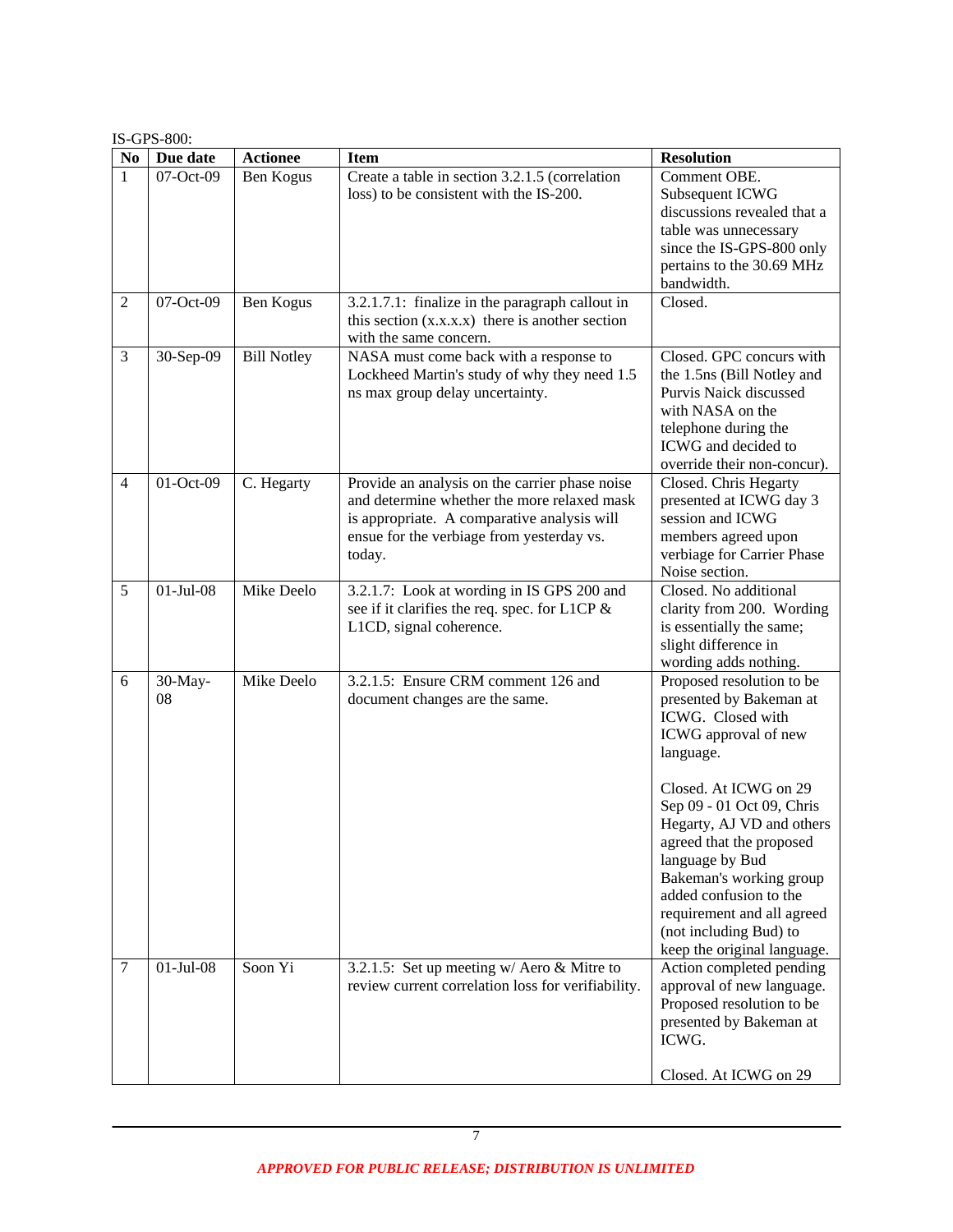IS-GPS-800:

| No | Due date | Actionee | Item | Resolution |
|---|---|---|---|---|
| 1 | 07-Oct-09 | Ben Kogus | Create a table in section 3.2.1.5 (correlation loss) to be consistent with the IS-200. | Comment OBE. Subsequent ICWG discussions revealed that a table was unnecessary since the IS-GPS-800 only pertains to the 30.69 MHz bandwidth. |
| 2 | 07-Oct-09 | Ben Kogus | 3.2.1.7.1: finalize in the paragraph callout in this section (x.x.x.x) there is another section with the same concern. | Closed. |
| 3 | 30-Sep-09 | Bill Notley | NASA must come back with a response to Lockheed Martin's study of why they need 1.5 ns max group delay uncertainty. | Closed. GPC concurs with the 1.5ns (Bill Notley and Purvis Naick discussed with NASA on the telephone during the ICWG and decided to override their non-concur). |
| 4 | 01-Oct-09 | C. Hegarty | Provide an analysis on the carrier phase noise and determine whether the more relaxed mask is appropriate. A comparative analysis will ensue for the verbiage from yesterday vs. today. | Closed. Chris Hegarty presented at ICWG day 3 session and ICWG members agreed upon verbiage for Carrier Phase Noise section. |
| 5 | 01-Jul-08 | Mike Deelo | 3.2.1.7: Look at wording in IS GPS 200 and see if it clarifies the req. spec. for L1CP & L1CD, signal coherence. | Closed. No additional clarity from 200. Wording is essentially the same; slight difference in wording adds nothing. |
| 6 | 30-May-08 | Mike Deelo | 3.2.1.5: Ensure CRM comment 126 and document changes are the same. | Proposed resolution to be presented by Bakeman at ICWG. Closed with ICWG approval of new language.<br><br>Closed. At ICWG on 29 Sep 09 - 01 Oct 09, Chris Hegarty, AJ VD and others agreed that the proposed language by Bud Bakeman's working group added confusion to the requirement and all agreed (not including Bud) to keep the original language. |
| 7 | 01-Jul-08 | Soon Yi | 3.2.1.5: Set up meeting w/ Aero & Mitre to review current correlation loss for verifiability. | Action completed pending approval of new language. Proposed resolution to be presented by Bakeman at ICWG.<br><br>Closed. At ICWG on 29 |

*APPROVED FOR PUBLIC RELEASE; DISTRIBUTION IS UNLIMITED*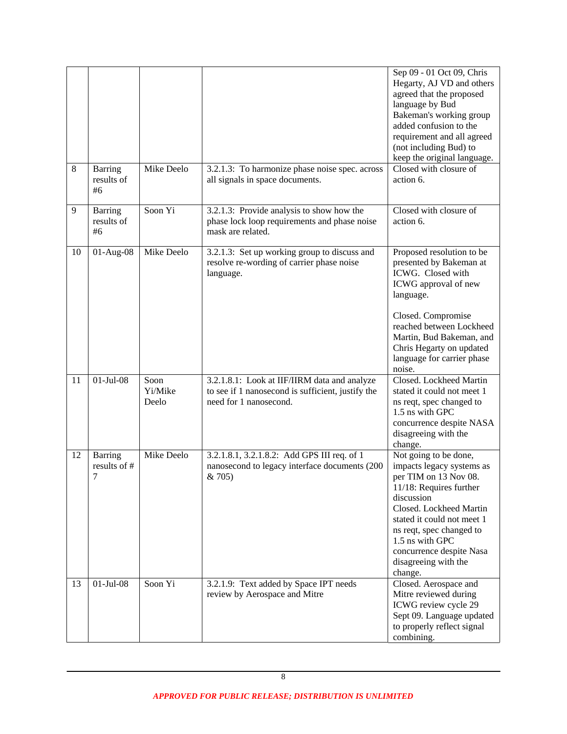| | | | | |
|---|---|---|---|---|
| | | | | Sep 09 - 01 Oct 09, Chris Hegarty, AJ VD and others agreed that the proposed language by Bud Bakeman's working group added confusion to the requirement and all agreed (not including Bud) to keep the original language. |
| 8 | Barring results of #6 | Mike Deelo | 3.2.1.3: To harmonize phase noise spec. across all signals in space documents. | Closed with closure of action 6. |
| 9 | Barring results of #6 | Soon Yi | 3.2.1.3: Provide analysis to show how the phase lock loop requirements and phase noise mask are related. | Closed with closure of action 6. |
| 10 | 01-Aug-08 | Mike Deelo | 3.2.1.3: Set up working group to discuss and resolve re-wording of carrier phase noise language. | Proposed resolution to be presented by Bakeman at ICWG. Closed with ICWG approval of new language.<br><br>Closed. Compromise reached between Lockheed Martin, Bud Bakeman, and Chris Hegarty on updated language for carrier phase noise. |
| 11 | 01-Jul-08 | Soon Yi/Mike Deelo | 3.2.1.8.1: Look at IIF/IIRM data and analyze to see if 1 nanosecond is sufficient, justify the need for 1 nanosecond. | Closed. Lockheed Martin stated it could not meet 1 ns reqt, spec changed to 1.5 ns with GPC concurrence despite NASA disagreeing with the change. |
| 12 | Barring results of # 7 | Mike Deelo | 3.2.1.8.1, 3.2.1.8.2: Add GPS III req. of 1 nanosecond to legacy interface documents (200 & 705) | Not going to be done, impacts legacy systems as per TIM on 13 Nov 08.<br>11/18: Requires further discussion<br>Closed. Lockheed Martin stated it could not meet 1 ns reqt, spec changed to 1.5 ns with GPC concurrence despite Nasa disagreeing with the change. |
| 13 | 01-Jul-08 | Soon Yi | 3.2.1.9: Text added by Space IPT needs review by Aerospace and Mitre | Closed. Aerospace and Mitre reviewed during ICWG review cycle 29 Sept 09. Language updated to properly reflect signal combining. |

*APPROVED FOR PUBLIC RELEASE; DISTRIBUTION IS UNLIMITED*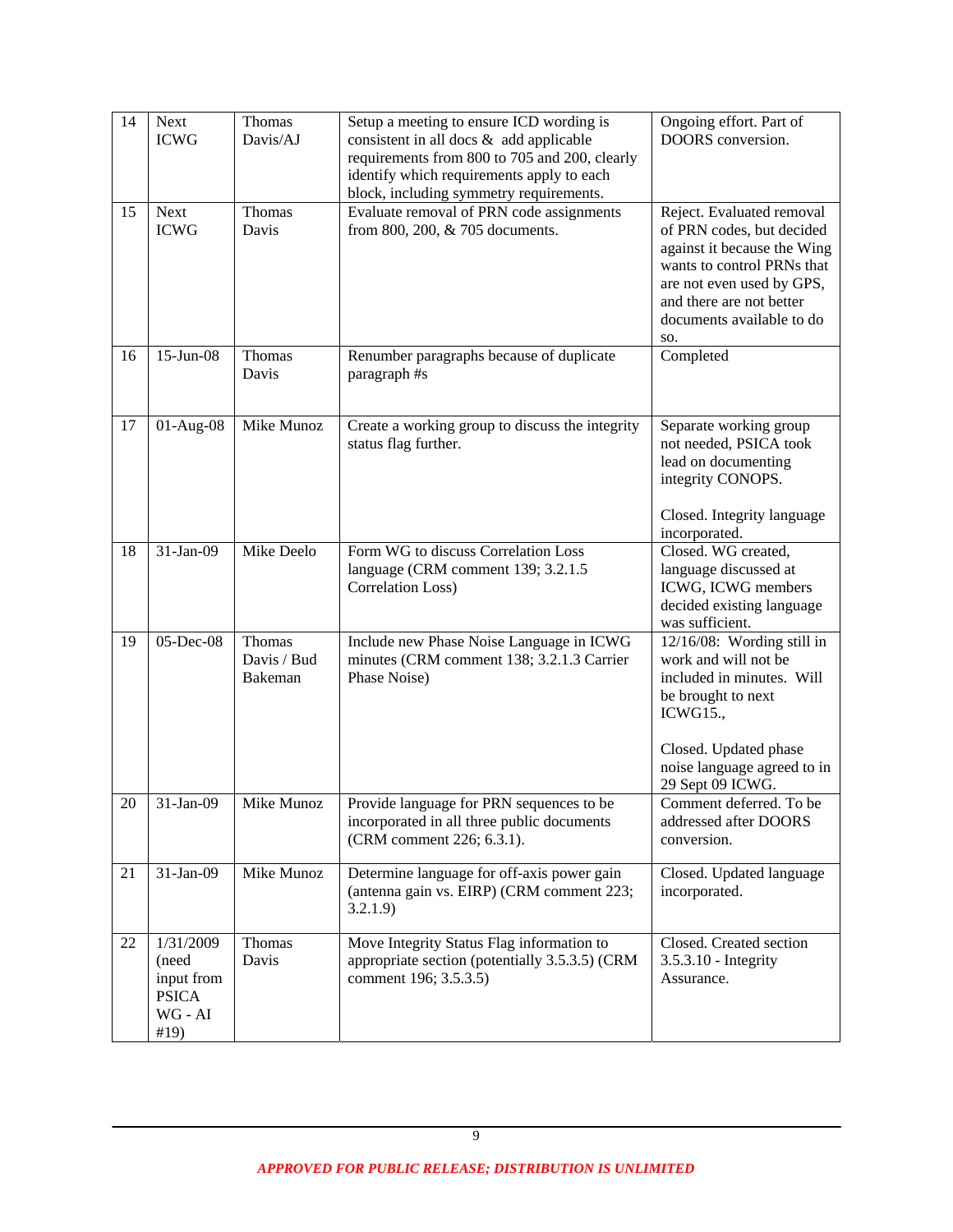| 14 | Next ICWG | Thomas Davis/AJ | Setup a meeting to ensure ICD wording is consistent in all docs & add applicable requirements from 800 to 705 and 200, clearly identify which requirements apply to each block, including symmetry requirements. | Ongoing effort. Part of DOORS conversion. |
|---|---|---|---|---|
| 15 | Next ICWG | Thomas Davis | Evaluate removal of PRN code assignments from 800, 200, & 705 documents. | Reject. Evaluated removal of PRN codes, but decided against it because the Wing wants to control PRNs that are not even used by GPS, and there are not better documents available to do so. |
| 16 | 15-Jun-08 | Thomas Davis | Renumber paragraphs because of duplicate paragraph #s | Completed |
| 17 | 01-Aug-08 | Mike Munoz | Create a working group to discuss the integrity status flag further. | Separate working group not needed, PSICA took lead on documenting integrity CONOPS.<br><br>Closed. Integrity language incorporated. |
| 18 | 31-Jan-09 | Mike Deelo | Form WG to discuss Correlation Loss language (CRM comment 139; 3.2.1.5 Correlation Loss) | Closed. WG created, language discussed at ICWG, ICWG members decided existing language was sufficient. |
| 19 | 05-Dec-08 | Thomas Davis / Bud Bakeman | Include new Phase Noise Language in ICWG minutes (CRM comment 138; 3.2.1.3 Carrier Phase Noise) | 12/16/08: Wording still in work and will not be included in minutes. Will be brought to next ICWG15.,<br><br>Closed. Updated phase noise language agreed to in 29 Sept 09 ICWG. |
| 20 | 31-Jan-09 | Mike Munoz | Provide language for PRN sequences to be incorporated in all three public documents (CRM comment 226; 6.3.1). | Comment deferred. To be addressed after DOORS conversion. |
| 21 | 31-Jan-09 | Mike Munoz | Determine language for off-axis power gain (antenna gain vs. EIRP) (CRM comment 223; 3.2.1.9) | Closed. Updated language incorporated. |
| 22 | 1/31/2009 (need input from PSICA WG - AI #19) | Thomas Davis | Move Integrity Status Flag information to appropriate section (potentially 3.5.3.5) (CRM comment 196; 3.5.3.5) | Closed. Created section 3.5.3.10 - Integrity Assurance. |

*APPROVED FOR PUBLIC RELEASE; DISTRIBUTION IS UNLIMITED*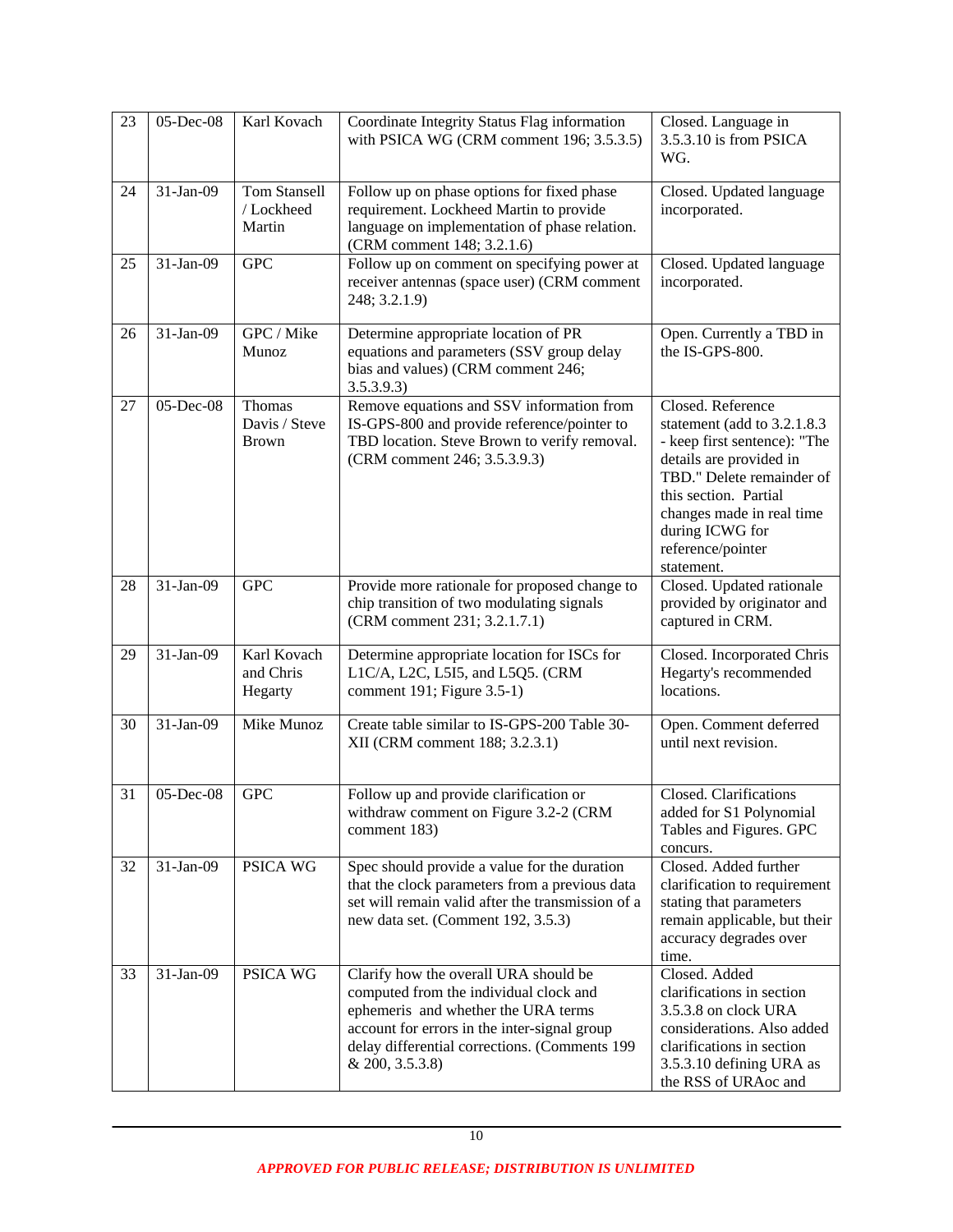| | | | | |
|---|---|---|---|---|
| 23 | 05-Dec-08 | Karl Kovach | Coordinate Integrity Status Flag information with PSICA WG (CRM comment 196; 3.5.3.5) | Closed. Language in 3.5.3.10 is from PSICA WG. |
| 24 | 31-Jan-09 | Tom Stansell / Lockheed Martin | Follow up on phase options for fixed phase requirement. Lockheed Martin to provide language on implementation of phase relation. (CRM comment 148; 3.2.1.6) | Closed. Updated language incorporated. |
| 25 | 31-Jan-09 | GPC | Follow up on comment on specifying power at receiver antennas (space user) (CRM comment 248; 3.2.1.9) | Closed. Updated language incorporated. |
| 26 | 31-Jan-09 | GPC / Mike Munoz | Determine appropriate location of PR equations and parameters (SSV group delay bias and values) (CRM comment 246; 3.5.3.9.3) | Open. Currently a TBD in the IS-GPS-800. |
| 27 | 05-Dec-08 | Thomas Davis / Steve Brown | Remove equations and SSV information from IS-GPS-800 and provide reference/pointer to TBD location. Steve Brown to verify removal. (CRM comment 246; 3.5.3.9.3) | Closed. Reference statement (add to 3.2.1.8.3 - keep first sentence): "The details are provided in TBD." Delete remainder of this section. Partial changes made in real time during ICWG for reference/pointer statement. |
| 28 | 31-Jan-09 | GPC | Provide more rationale for proposed change to chip transition of two modulating signals (CRM comment 231; 3.2.1.7.1) | Closed. Updated rationale provided by originator and captured in CRM. |
| 29 | 31-Jan-09 | Karl Kovach and Chris Hegarty | Determine appropriate location for ISCs for L1C/A, L2C, L5I5, and L5Q5. (CRM comment 191; Figure 3.5-1) | Closed. Incorporated Chris Hegarty's recommended locations. |
| 30 | 31-Jan-09 | Mike Munoz | Create table similar to IS-GPS-200 Table 30-XII (CRM comment 188; 3.2.3.1) | Open. Comment deferred until next revision. |
| 31 | 05-Dec-08 | GPC | Follow up and provide clarification or withdraw comment on Figure 3.2-2 (CRM comment 183) | Closed. Clarifications added for S1 Polynomial Tables and Figures. GPC concurs. |
| 32 | 31-Jan-09 | PSICA WG | Spec should provide a value for the duration that the clock parameters from a previous data set will remain valid after the transmission of a new data set. (Comment 192, 3.5.3) | Closed. Added further clarification to requirement stating that parameters remain applicable, but their accuracy degrades over time. |
| 33 | 31-Jan-09 | PSICA WG | Clarify how the overall URA should be computed from the individual clock and ephemeris and whether the URA terms account for errors in the inter-signal group delay differential corrections. (Comments 199 & 200, 3.5.3.8) | Closed. Added clarifications in section 3.5.3.8 on clock URA considerations. Also added clarifications in section 3.5.3.10 defining URA as the RSS of URAoc and |

*APPROVED FOR PUBLIC RELEASE; DISTRIBUTION IS UNLIMITED*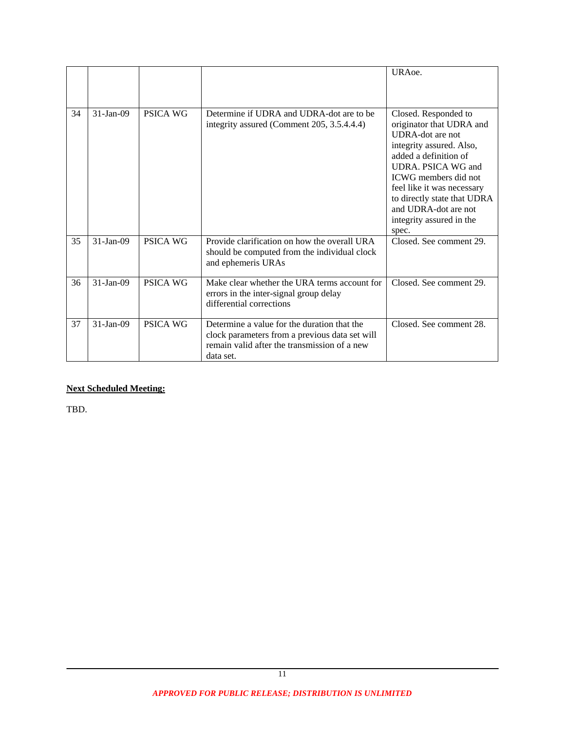| | | | | |
|---|---|---|---|---|
| | | | | URAoe. |
| 34 | 31-Jan-09 | PSICA WG | Determine if UDRA and UDRA-dot are to be integrity assured (Comment 205, 3.5.4.4.4) | Closed. Responded to originator that UDRA and UDRA-dot are not integrity assured. Also, added a definition of UDRA. PSICA WG and ICWG members did not feel like it was necessary to directly state that UDRA and UDRA-dot are not integrity assured in the spec. |
| 35 | 31-Jan-09 | PSICA WG | Provide clarification on how the overall URA should be computed from the individual clock and ephemeris URAs | Closed. See comment 29. |
| 36 | 31-Jan-09 | PSICA WG | Make clear whether the URA terms account for errors in the inter-signal group delay differential corrections | Closed. See comment 29. |
| 37 | 31-Jan-09 | PSICA WG | Determine a value for the duration that the clock parameters from a previous data set will remain valid after the transmission of a new data set. | Closed. See comment 28. |

**Next Scheduled Meeting:**

TBD.

*APPROVED FOR PUBLIC RELEASE; DISTRIBUTION IS UNLIMITED*